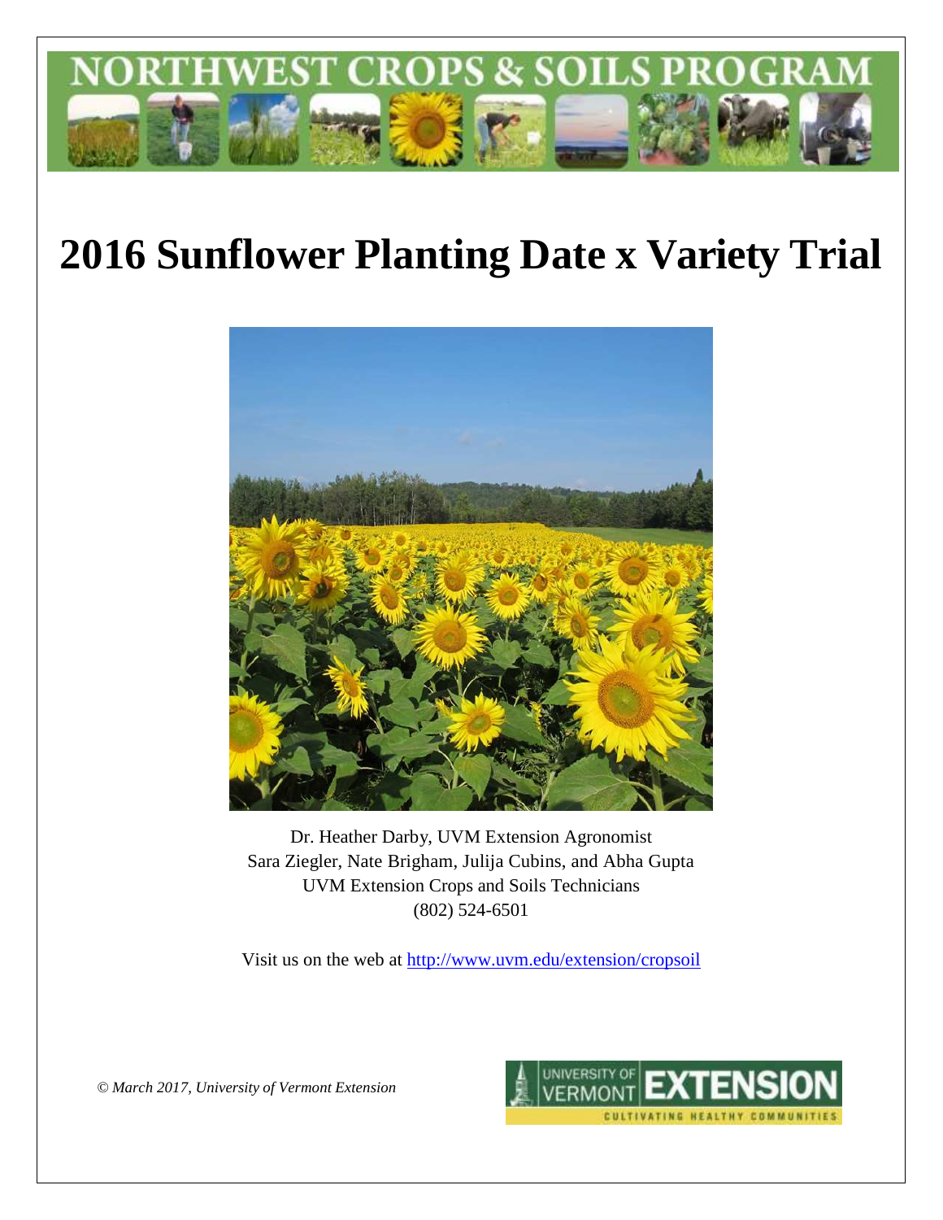NORTHWEST CROPS & SOILS PROGRAM

# 2016 Sunflower Planting Date x Variety Trial

Dr. Heather Darby, UVM Extension Agronomist
Sara Ziegler, Nate Brigham, Julija Cubins, and Abha Gupta
UVM Extension Crops and Soils Technicians
(802) 524-6501

Visit us on the web at http://www.uvm.edu/extension/cropsoil

*© March 2017, University of Vermont Extension*

UNIVERSITY OF VERMONT EXTENSION
CULTIVATING HEALTHY COMMUNITIES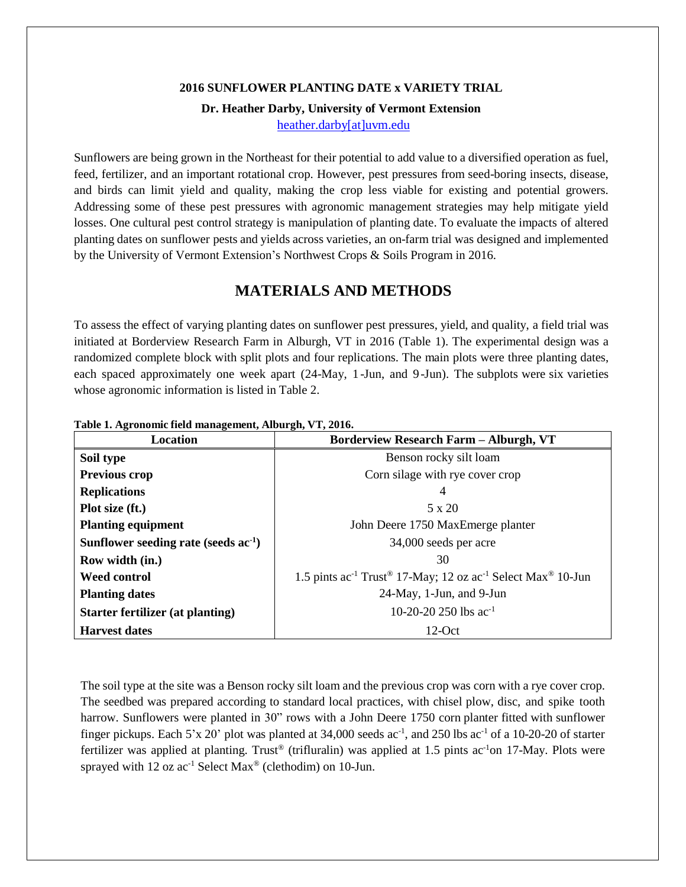**2016 SUNFLOWER PLANTING DATE x VARIETY TRIAL**

**Dr. Heather Darby, University of Vermont Extension**

heather.darby[at]uvm.edu

Sunflowers are being grown in the Northeast for their potential to add value to a diversified operation as fuel, feed, fertilizer, and an important rotational crop. However, pest pressures from seed-boring insects, disease, and birds can limit yield and quality, making the crop less viable for existing and potential growers. Addressing some of these pest pressures with agronomic management strategies may help mitigate yield losses. One cultural pest control strategy is manipulation of planting date. To evaluate the impacts of altered planting dates on sunflower pests and yields across varieties, an on-farm trial was designed and implemented by the University of Vermont Extension's Northwest Crops & Soils Program in 2016.

# MATERIALS AND METHODS

To assess the effect of varying planting dates on sunflower pest pressures, yield, and quality, a field trial was initiated at Borderview Research Farm in Alburgh, VT in 2016 (Table 1). The experimental design was a randomized complete block with split plots and four replications. The main plots were three planting dates, each spaced approximately one week apart (24-May, 1-Jun, and 9-Jun). The subplots were six varieties whose agronomic information is listed in Table 2.

**Table 1. Agronomic field management, Alburgh, VT, 2016.**

| Location | Borderview Research Farm – Alburgh, VT |
|---|---|
| **Soil type** | Benson rocky silt loam |
| **Previous crop** | Corn silage with rye cover crop |
| **Replications** | 4 |
| **Plot size (ft.)** | 5 x 20 |
| **Planting equipment** | John Deere 1750 MaxEmerge planter |
| **Sunflower seeding rate (seeds ac$^{-1}$)** | 34,000 seeds per acre |
| **Row width (in.)** | 30 |
| **Weed control** | 1.5 pints ac$^{-1}$ Trust® 17-May; 12 oz ac$^{-1}$ Select Max® 10-Jun |
| **Planting dates** | 24-May, 1-Jun, and 9-Jun |
| **Starter fertilizer (at planting)** | 10-20-20 250 lbs ac$^{-1}$ |
| **Harvest dates** | 12-Oct |

The soil type at the site was a Benson rocky silt loam and the previous crop was corn with a rye cover crop. The seedbed was prepared according to standard local practices, with chisel plow, disc, and spike tooth harrow. Sunflowers were planted in 30" rows with a John Deere 1750 corn planter fitted with sunflower finger pickups. Each 5'x 20' plot was planted at 34,000 seeds ac$^{-1}$, and 250 lbs ac$^{-1}$ of a 10-20-20 of starter fertilizer was applied at planting. Trust® (trifluralin) was applied at 1.5 pints ac$^{-1}$on 17-May. Plots were sprayed with 12 oz ac$^{-1}$ Select Max® (clethodim) on 10-Jun.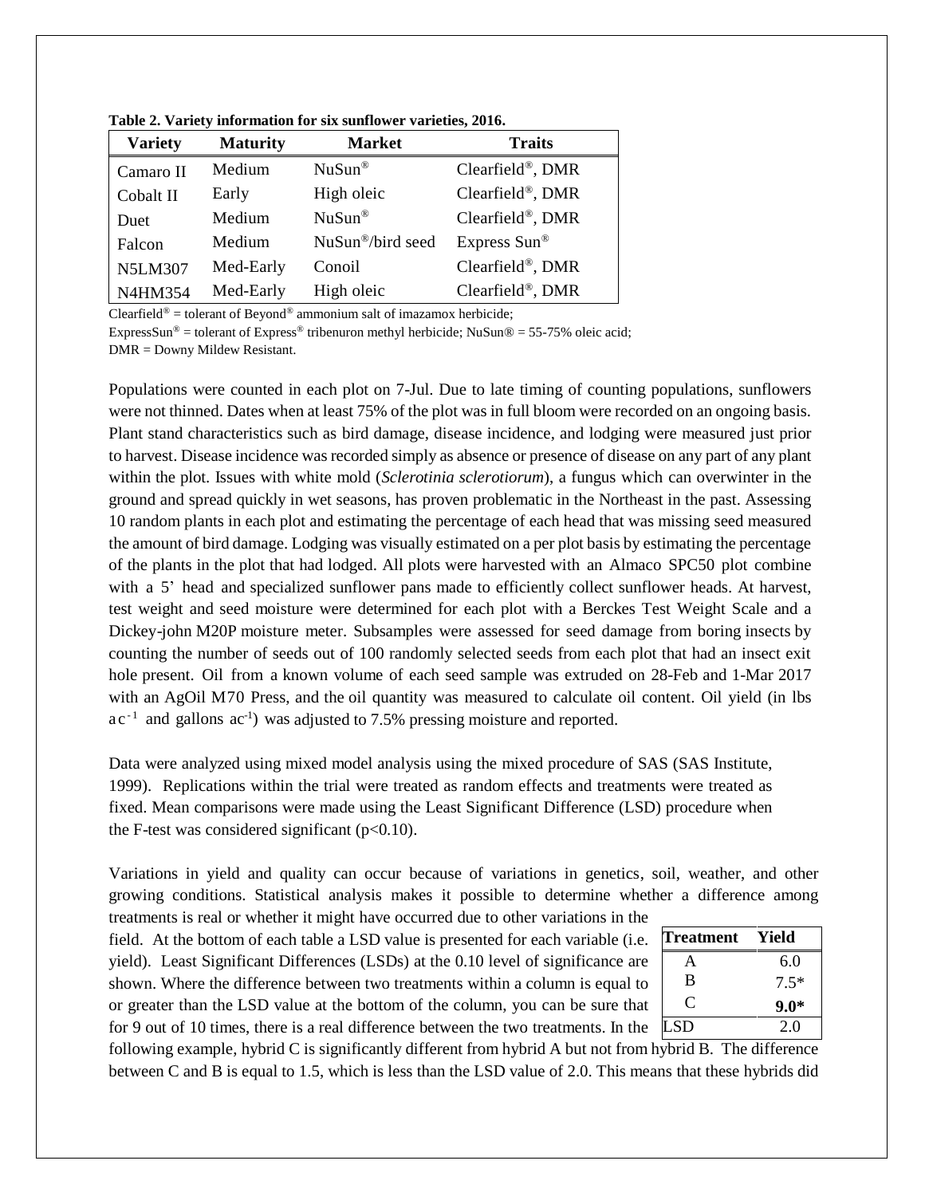**Table 2. Variety information for six sunflower varieties, 2016.**

| Variety | Maturity | Market | Traits |
|---|---|---|---|
| Camaro II | Medium | NuSun® | Clearfield®, DMR |
| Cobalt II | Early | High oleic | Clearfield®, DMR |
| Duet | Medium | NuSun® | Clearfield®, DMR |
| Falcon | Medium | NuSun®/bird seed | Express Sun® |
| N5LM307 | Med-Early | Conoil | Clearfield®, DMR |
| N4HM354 | Med-Early | High oleic | Clearfield®, DMR |

Clearfield® = tolerant of Beyond® ammonium salt of imazamox herbicide;
ExpressSun® = tolerant of Express® tribenuron methyl herbicide; NuSun® = 55-75% oleic acid;
DMR = Downy Mildew Resistant.

Populations were counted in each plot on 7-Jul. Due to late timing of counting populations, sunflowers were not thinned. Dates when at least 75% of the plot was in full bloom were recorded on an ongoing basis. Plant stand characteristics such as bird damage, disease incidence, and lodging were measured just prior to harvest. Disease incidence was recorded simply as absence or presence of disease on any part of any plant within the plot. Issues with white mold (*Sclerotinia sclerotiorum*), a fungus which can overwinter in the ground and spread quickly in wet seasons, has proven problematic in the Northeast in the past. Assessing 10 random plants in each plot and estimating the percentage of each head that was missing seed measured the amount of bird damage. Lodging was visually estimated on a per plot basis by estimating the percentage of the plants in the plot that had lodged. All plots were harvested with an Almaco SPC50 plot combine with a 5' head and specialized sunflower pans made to efficiently collect sunflower heads. At harvest, test weight and seed moisture were determined for each plot with a Berckes Test Weight Scale and a Dickey-john M20P moisture meter. Subsamples were assessed for seed damage from boring insects by counting the number of seeds out of 100 randomly selected seeds from each plot that had an insect exit hole present. Oil from a known volume of each seed sample was extruded on 28-Feb and 1-Mar 2017 with an AgOil M70 Press, and the oil quantity was measured to calculate oil content. Oil yield (in lbs $ac^{-1}$ and gallons $ac^{-1}$) was adjusted to 7.5% pressing moisture and reported.

Data were analyzed using mixed model analysis using the mixed procedure of SAS (SAS Institute, 1999). Replications within the trial were treated as random effects and treatments were treated as fixed. Mean comparisons were made using the Least Significant Difference (LSD) procedure when the F-test was considered significant ($p<0.10$).

Variations in yield and quality can occur because of variations in genetics, soil, weather, and other growing conditions. Statistical analysis makes it possible to determine whether a difference among treatments is real or whether it might have occurred due to other variations in the field. At the bottom of each table a LSD value is presented for each variable (i.e. yield). Least Significant Differences (LSDs) at the 0.10 level of significance are shown. Where the difference between two treatments within a column is equal to or greater than the LSD value at the bottom of the column, you can be sure that for 9 out of 10 times, there is a real difference between the two treatments. In the following example, hybrid C is significantly different from hybrid A but not from hybrid B. The difference between C and B is equal to 1.5, which is less than the LSD value of 2.0. This means that these hybrids did

| Treatment | Yield |
|---|---|
| A | 6.0 |
| B | 7.5* |
| C | **9.0*** |
| LSD | 2.0 |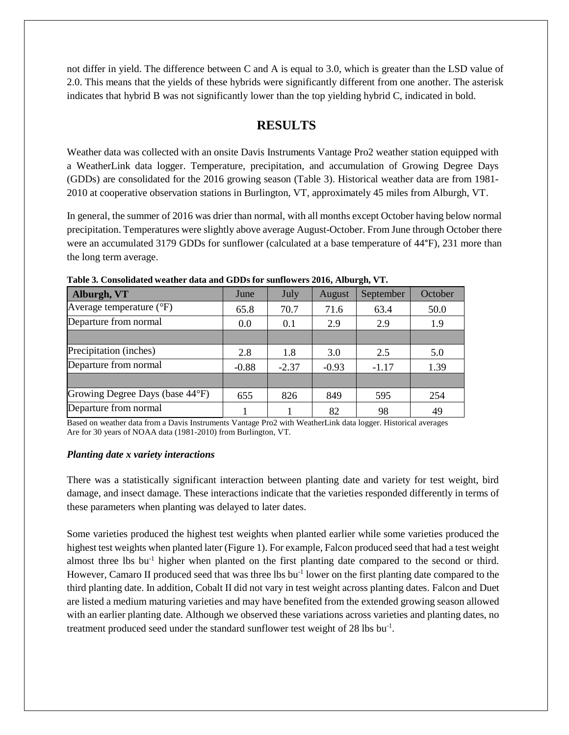not differ in yield. The difference between C and A is equal to 3.0, which is greater than the LSD value of 2.0. This means that the yields of these hybrids were significantly different from one another. The asterisk indicates that hybrid B was not significantly lower than the top yielding hybrid C, indicated in bold.

## RESULTS

Weather data was collected with an onsite Davis Instruments Vantage Pro2 weather station equipped with a WeatherLink data logger. Temperature, precipitation, and accumulation of Growing Degree Days (GDDs) are consolidated for the 2016 growing season (Table 3). Historical weather data are from 1981-2010 at cooperative observation stations in Burlington, VT, approximately 45 miles from Alburgh, VT.

In general, the summer of 2016 was drier than normal, with all months except October having below normal precipitation. Temperatures were slightly above average August-October. From June through October there were an accumulated 3179 GDDs for sunflower (calculated at a base temperature of 44°F), 231 more than the long term average.

**Table 3. Consolidated weather data and GDDs for sunflowers 2016, Alburgh, VT.**

| Alburgh, VT | June | July | August | September | October |
|---|---|---|---|---|---|
| Average temperature (°F) | 65.8 | 70.7 | 71.6 | 63.4 | 50.0 |
| Departure from normal | 0.0 | 0.1 | 2.9 | 2.9 | 1.9 |
| | | | | | |
| Precipitation (inches) | 2.8 | 1.8 | 3.0 | 2.5 | 5.0 |
| Departure from normal | -0.88 | -2.37 | -0.93 | -1.17 | 1.39 |
| | | | | | |
| Growing Degree Days (base 44°F) | 655 | 826 | 849 | 595 | 254 |
| Departure from normal | 1 | 1 | 82 | 98 | 49 |

Based on weather data from a Davis Instruments Vantage Pro2 with WeatherLink data logger. Historical averages Are for 30 years of NOAA data (1981-2010) from Burlington, VT.

***Planting date x variety interactions***

There was a statistically significant interaction between planting date and variety for test weight, bird damage, and insect damage. These interactions indicate that the varieties responded differently in terms of these parameters when planting was delayed to later dates.

Some varieties produced the highest test weights when planted earlier while some varieties produced the highest test weights when planted later (Figure 1). For example, Falcon produced seed that had a test weight almost three lbs $bu^{-1}$ higher when planted on the first planting date compared to the second or third. However, Camaro II produced seed that was three lbs $bu^{-1}$ lower on the first planting date compared to the third planting date. In addition, Cobalt II did not vary in test weight across planting dates. Falcon and Duet are listed a medium maturing varieties and may have benefited from the extended growing season allowed with an earlier planting date. Although we observed these variations across varieties and planting dates, no treatment produced seed under the standard sunflower test weight of 28 lbs $bu^{-1}$.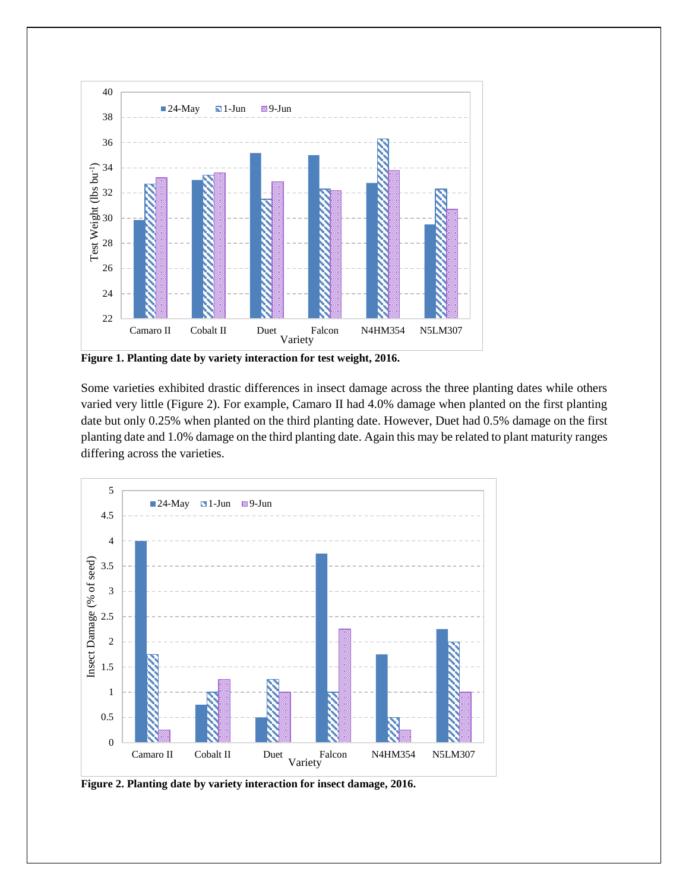**Figure 1. Planting date by variety interaction for test weight, 2016.**

Some varieties exhibited drastic differences in insect damage across the three planting dates while others varied very little (Figure 2). For example, Camaro II had 4.0% damage when planted on the first planting date but only 0.25% when planted on the third planting date. However, Duet had 0.5% damage on the first planting date and 1.0% damage on the third planting date. Again this may be related to plant maturity ranges differing across the varieties.

**Figure 2. Planting date by variety interaction for insect damage, 2016.**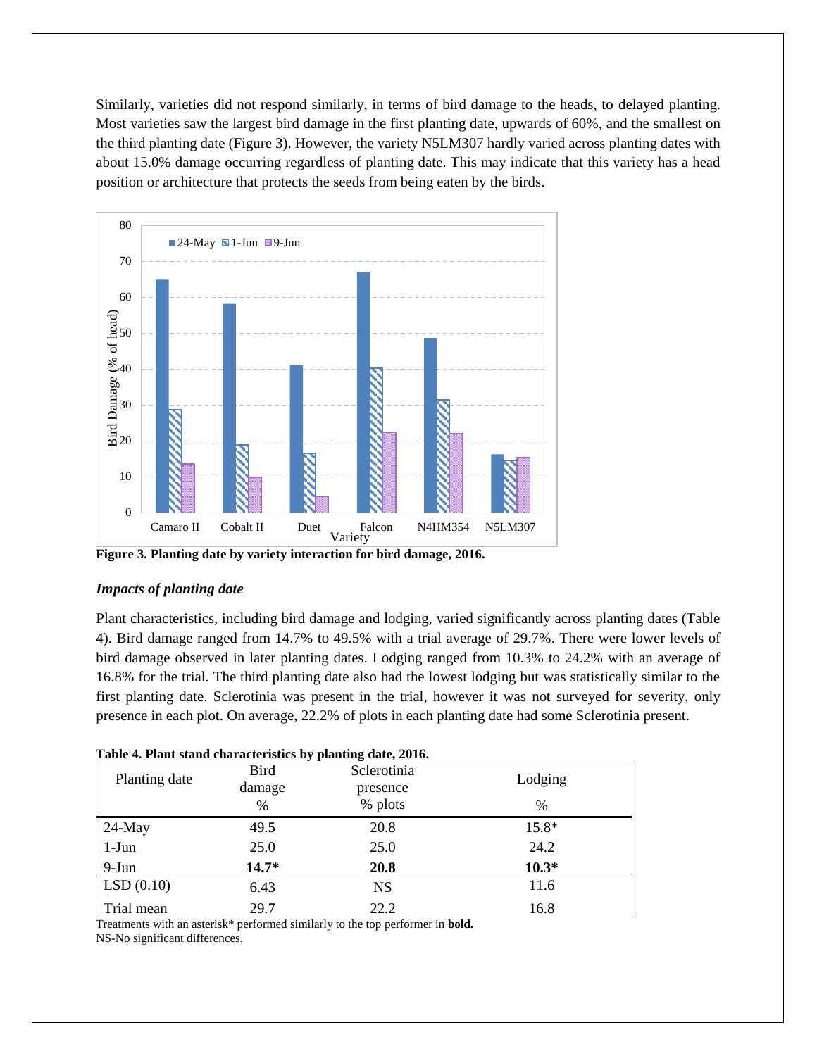Similarly, varieties did not respond similarly, in terms of bird damage to the heads, to delayed planting. Most varieties saw the largest bird damage in the first planting date, upwards of 60%, and the smallest on the third planting date (Figure 3). However, the variety N5LM307 hardly varied across planting dates with about 15.0% damage occurring regardless of planting date. This may indicate that this variety has a head position or architecture that protects the seeds from being eaten by the birds.

**Figure 3. Planting date by variety interaction for bird damage, 2016.**

### *Impacts of planting date*

Plant characteristics, including bird damage and lodging, varied significantly across planting dates (Table 4). Bird damage ranged from 14.7% to 49.5% with a trial average of 29.7%. There were lower levels of bird damage observed in later planting dates. Lodging ranged from 10.3% to 24.2% with an average of 16.8% for the trial. The third planting date also had the lowest lodging but was statistically similar to the first planting date. Sclerotinia was present in the trial, however it was not surveyed for severity, only presence in each plot. On average, 22.2% of plots in each planting date had some Sclerotinia present.

**Table 4. Plant stand characteristics by planting date, 2016.**

| Planting date | Bird damage | Sclerotinia presence | Lodging |
|---|---|---|---|
| | % | % plots | % |
| 24-May | 49.5 | 20.8 | 15.8* |
| 1-Jun | 25.0 | 25.0 | 24.2 |
| 9-Jun | **14.7*** | **20.8** | **10.3*** |
| LSD (0.10) | 6.43 | NS | 11.6 |
| Trial mean | 29.7 | 22.2 | 16.8 |

Treatments with an asterisk* performed similarly to the top performer in **bold.**
NS-No significant differences.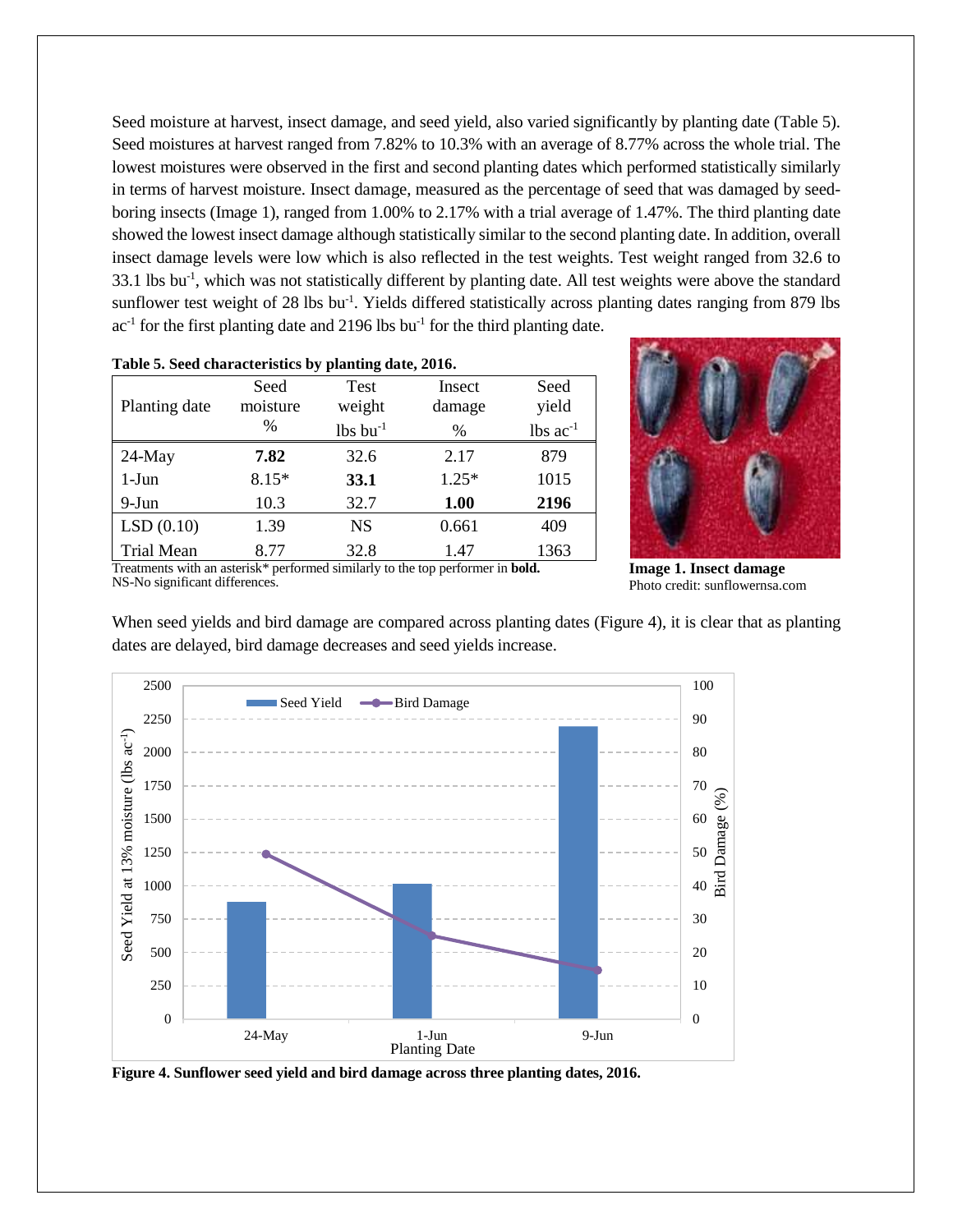Seed moisture at harvest, insect damage, and seed yield, also varied significantly by planting date (Table 5). Seed moistures at harvest ranged from 7.82% to 10.3% with an average of 8.77% across the whole trial. The lowest moistures were observed in the first and second planting dates which performed statistically similarly in terms of harvest moisture. Insect damage, measured as the percentage of seed that was damaged by seed-boring insects (Image 1), ranged from 1.00% to 2.17% with a trial average of 1.47%. The third planting date showed the lowest insect damage although statistically similar to the second planting date. In addition, overall insect damage levels were low which is also reflected in the test weights. Test weight ranged from 32.6 to 33.1 lbs bu$^{-1}$, which was not statistically different by planting date. All test weights were above the standard sunflower test weight of 28 lbs bu$^{-1}$. Yields differed statistically across planting dates ranging from 879 lbs ac$^{-1}$ for the first planting date and 2196 lbs bu$^{-1}$ for the third planting date.

**Table 5. Seed characteristics by planting date, 2016.**

| Planting date | Seed moisture % | Test weight lbs bu$^{-1}$ | Insect damage % | Seed yield lbs ac$^{-1}$ |
|---|---|---|---|---|
| 24-May | **7.82** | 32.6 | 2.17 | 879 |
| 1-Jun | 8.15* | **33.1** | 1.25* | 1015 |
| 9-Jun | 10.3 | 32.7 | **1.00** | **2196** |
| LSD (0.10) | 1.39 | NS | 0.661 | 409 |
| Trial Mean | 8.77 | 32.8 | 1.47 | 1363 |

Treatments with an asterisk* performed similarly to the top performer in **bold**.
NS-No significant differences.

**Image 1. Insect damage**
Photo credit: sunflowernsa.com

When seed yields and bird damage are compared across planting dates (Figure 4), it is clear that as planting dates are delayed, bird damage decreases and seed yields increase.

**Figure 4. Sunflower seed yield and bird damage across three planting dates, 2016.**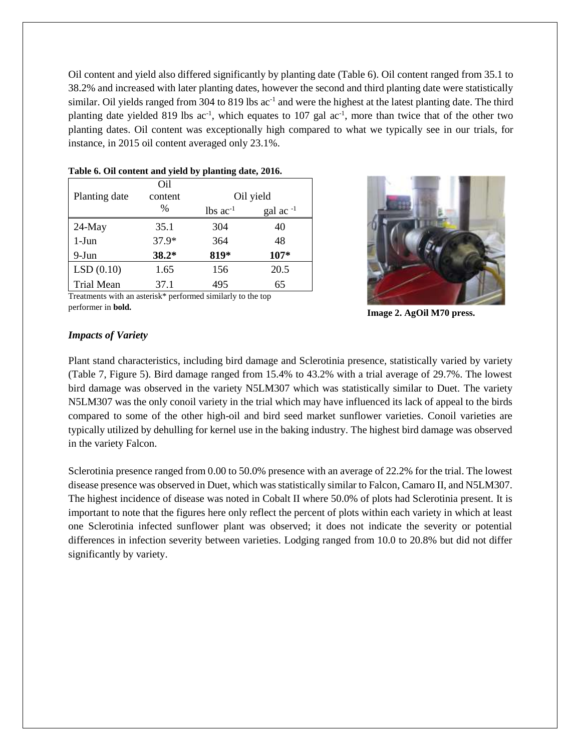Oil content and yield also differed significantly by planting date (Table 6). Oil content ranged from 35.1 to 38.2% and increased with later planting dates, however the second and third planting date were statistically similar. Oil yields ranged from 304 to 819 lbs ac$^{-1}$ and were the highest at the latest planting date. The third planting date yielded 819 lbs ac$^{-1}$, which equates to 107 gal ac$^{-1}$, more than twice that of the other two planting dates. Oil content was exceptionally high compared to what we typically see in our trials, for instance, in 2015 oil content averaged only 23.1%.

**Table 6. Oil content and yield by planting date, 2016.**

| Planting date | Oil content | Oil yield | |
|---|---|---|---|
| | % | lbs ac$^{-1}$ | gal ac$^{-1}$ |
| 24-May | 35.1 | 304 | 40 |
| 1-Jun | 37.9* | 364 | 48 |
| 9-Jun | **38.2*** | **819*** | **107*** |
| LSD (0.10) | 1.65 | 156 | 20.5 |
| Trial Mean | 37.1 | 495 | 65 |

Treatments with an asterisk* performed similarly to the top performer in **bold.**

**Image 2. AgOil M70 press.**

### *Impacts of Variety*

Plant stand characteristics, including bird damage and Sclerotinia presence, statistically varied by variety (Table 7, Figure 5). Bird damage ranged from 15.4% to 43.2% with a trial average of 29.7%. The lowest bird damage was observed in the variety N5LM307 which was statistically similar to Duet. The variety N5LM307 was the only conoil variety in the trial which may have influenced its lack of appeal to the birds compared to some of the other high-oil and bird seed market sunflower varieties. Conoil varieties are typically utilized by dehulling for kernel use in the baking industry. The highest bird damage was observed in the variety Falcon.

Sclerotinia presence ranged from 0.00 to 50.0% presence with an average of 22.2% for the trial. The lowest disease presence was observed in Duet, which was statistically similar to Falcon, Camaro II, and N5LM307. The highest incidence of disease was noted in Cobalt II where 50.0% of plots had Sclerotinia present. It is important to note that the figures here only reflect the percent of plots within each variety in which at least one Sclerotinia infected sunflower plant was observed; it does not indicate the severity or potential differences in infection severity between varieties. Lodging ranged from 10.0 to 20.8% but did not differ significantly by variety.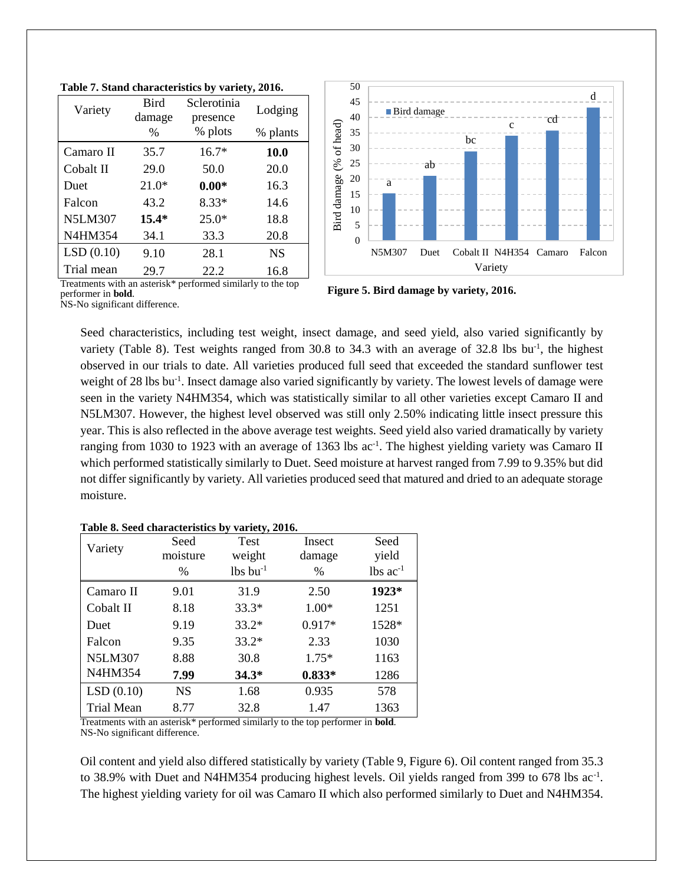**Table 7. Stand characteristics by variety, 2016.**

| Variety | Bird damage % | Sclerotinia presence % plots | Lodging % plants |
|---|---|---|---|
| Camaro II | 35.7 | 16.7* | **10.0** |
| Cobalt II | 29.0 | 50.0 | 20.0 |
| Duet | 21.0* | **0.00*** | 16.3 |
| Falcon | 43.2 | 8.33* | 14.6 |
| N5LM307 | **15.4*** | 25.0* | 18.8 |
| N4HM354 | 34.1 | 33.3 | 20.8 |
| LSD (0.10) | 9.10 | 28.1 | NS |
| Trial mean | 29.7 | 22.2 | 16.8 |

Treatments with an asterisk* performed similarly to the top performer in **bold**.
NS-No significant difference.

**Figure 5. Bird damage by variety, 2016.**

Seed characteristics, including test weight, insect damage, and seed yield, also varied significantly by variety (Table 8). Test weights ranged from 30.8 to 34.3 with an average of 32.8 lbs bu$^{-1}$, the highest observed in our trials to date. All varieties produced full seed that exceeded the standard sunflower test weight of 28 lbs bu$^{-1}$. Insect damage also varied significantly by variety. The lowest levels of damage were seen in the variety N4HM354, which was statistically similar to all other varieties except Camaro II and N5LM307. However, the highest level observed was still only 2.50% indicating little insect pressure this year. This is also reflected in the above average test weights. Seed yield also varied dramatically by variety ranging from 1030 to 1923 with an average of 1363 lbs ac$^{-1}$. The highest yielding variety was Camaro II which performed statistically similarly to Duet. Seed moisture at harvest ranged from 7.99 to 9.35% but did not differ significantly by variety. All varieties produced seed that matured and dried to an adequate storage moisture.

**Table 8. Seed characteristics by variety, 2016.**

| Variety | Seed moisture % | Test weight lbs bu$^{-1}$ | Insect damage % | Seed yield lbs ac$^{-1}$ |
|---|---|---|---|---|
| Camaro II | 9.01 | 31.9 | 2.50 | **1923*** |
| Cobalt II | 8.18 | 33.3* | 1.00* | 1251 |
| Duet | 9.19 | 33.2* | 0.917* | 1528* |
| Falcon | 9.35 | 33.2* | 2.33 | 1030 |
| N5LM307 | 8.88 | 30.8 | 1.75* | 1163 |
| N4HM354 | **7.99** | **34.3*** | **0.833*** | 1286 |
| LSD (0.10) | NS | 1.68 | 0.935 | 578 |
| Trial Mean | 8.77 | 32.8 | 1.47 | 1363 |

Treatments with an asterisk* performed similarly to the top performer in **bold**.
NS-No significant difference.

Oil content and yield also differed statistically by variety (Table 9, Figure 6). Oil content ranged from 35.3 to 38.9% with Duet and N4HM354 producing highest levels. Oil yields ranged from 399 to 678 lbs ac$^{-1}$. The highest yielding variety for oil was Camaro II which also performed similarly to Duet and N4HM354.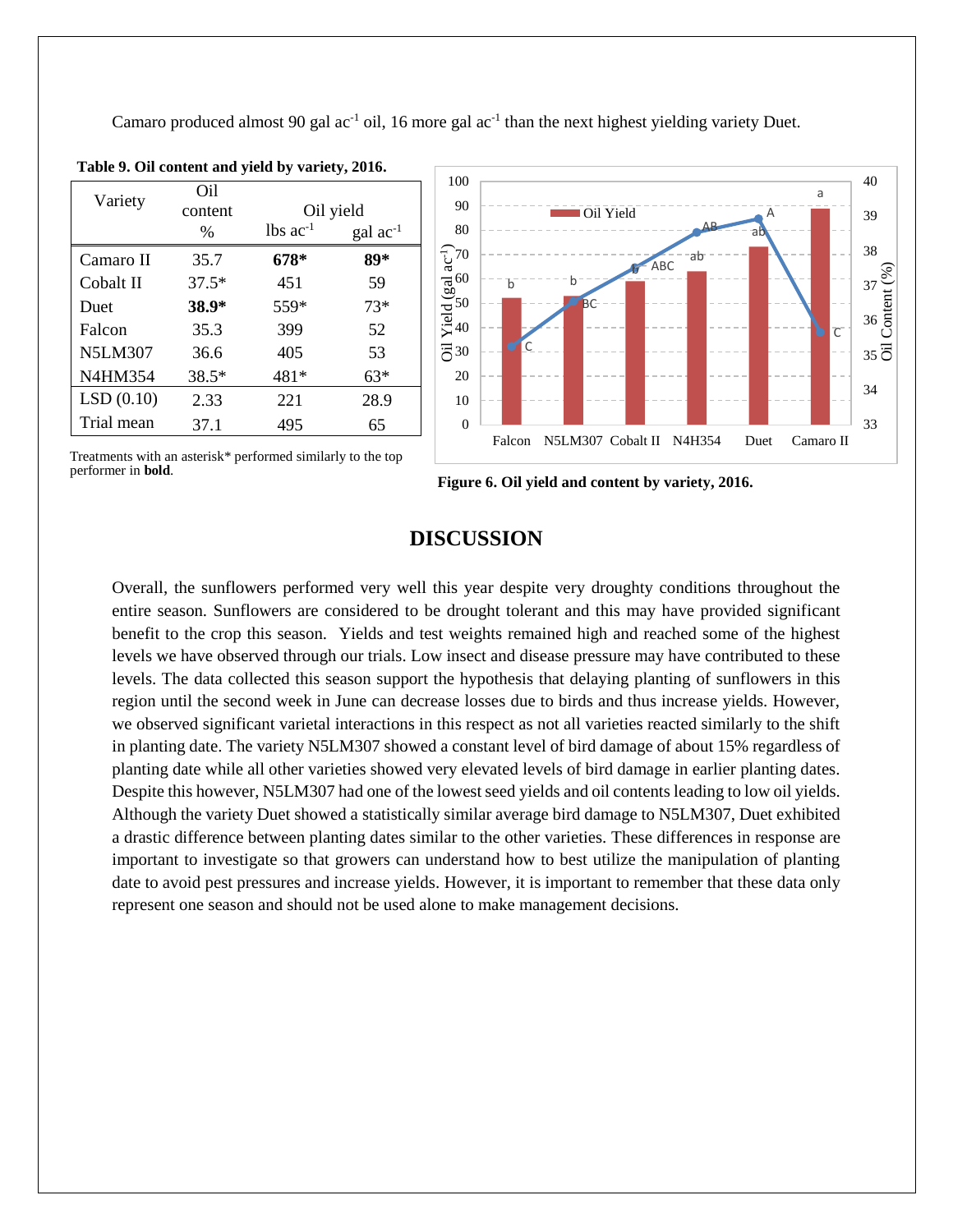Camaro produced almost 90 gal $ac^{-1}$ oil, 16 more gal $ac^{-1}$ than the next highest yielding variety Duet.

**Table 9. Oil content and yield by variety, 2016.**

| Variety | Oil content | Oil yield | |
|---|---|---|---|
| | % | lbs $ac^{-1}$ | gal $ac^{-1}$ |
| Camaro II | 35.7 | **678*** | **89*** |
| Cobalt II | 37.5* | 451 | 59 |
| Duet | **38.9*** | 559* | 73* |
| Falcon | 35.3 | 399 | 52 |
| N5LM307 | 36.6 | 405 | 53 |
| N4HM354 | 38.5* | 481* | 63* |
| LSD (0.10) | 2.33 | 221 | 28.9 |
| Trial mean | 37.1 | 495 | 65 |

Treatments with an asterisk* performed similarly to the top performer in **bold**.

**Figure 6. Oil yield and content by variety, 2016.**

## DISCUSSION

Overall, the sunflowers performed very well this year despite very droughty conditions throughout the entire season. Sunflowers are considered to be drought tolerant and this may have provided significant benefit to the crop this season. Yields and test weights remained high and reached some of the highest levels we have observed through our trials. Low insect and disease pressure may have contributed to these levels. The data collected this season support the hypothesis that delaying planting of sunflowers in this region until the second week in June can decrease losses due to birds and thus increase yields. However, we observed significant varietal interactions in this respect as not all varieties reacted similarly to the shift in planting date. The variety N5LM307 showed a constant level of bird damage of about 15% regardless of planting date while all other varieties showed very elevated levels of bird damage in earlier planting dates. Despite this however, N5LM307 had one of the lowest seed yields and oil contents leading to low oil yields. Although the variety Duet showed a statistically similar average bird damage to N5LM307, Duet exhibited a drastic difference between planting dates similar to the other varieties. These differences in response are important to investigate so that growers can understand how to best utilize the manipulation of planting date to avoid pest pressures and increase yields. However, it is important to remember that these data only represent one season and should not be used alone to make management decisions.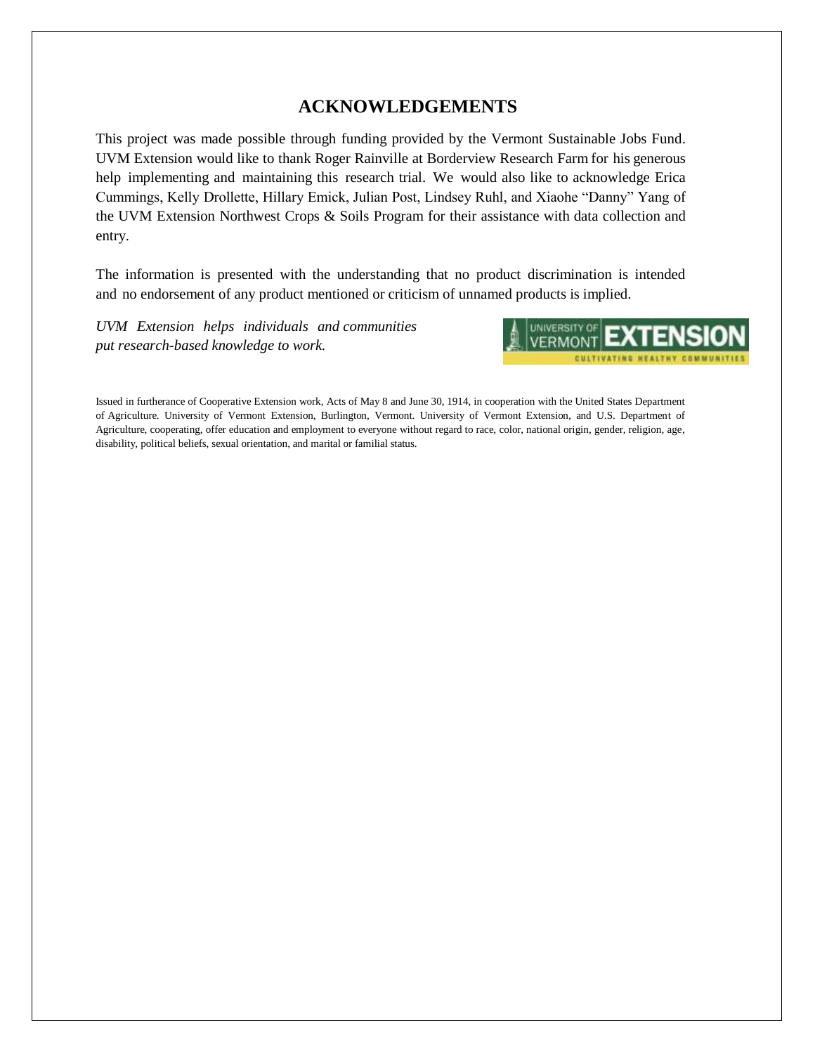# ACKNOWLEDGEMENTS

This project was made possible through funding provided by the Vermont Sustainable Jobs Fund. UVM Extension would like to thank Roger Rainville at Borderview Research Farm for his generous help implementing and maintaining this research trial. We would also like to acknowledge Erica Cummings, Kelly Drollette, Hillary Emick, Julian Post, Lindsey Ruhl, and Xiaohe "Danny" Yang of the UVM Extension Northwest Crops & Soils Program for their assistance with data collection and entry.

The information is presented with the understanding that no product discrimination is intended and no endorsement of any product mentioned or criticism of unnamed products is implied.

*UVM Extension helps individuals and communities put research-based knowledge to work.*

Issued in furtherance of Cooperative Extension work, Acts of May 8 and June 30, 1914, in cooperation with the United States Department of Agriculture. University of Vermont Extension, Burlington, Vermont. University of Vermont Extension, and U.S. Department of Agriculture, cooperating, offer education and employment to everyone without regard to race, color, national origin, gender, religion, age, disability, political beliefs, sexual orientation, and marital or familial status.